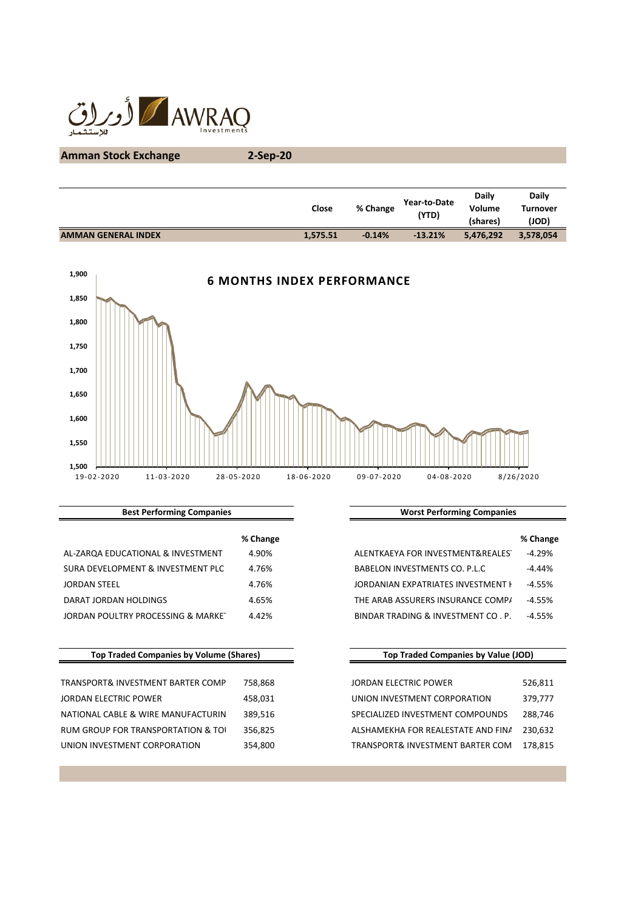## Amman Stock Exchange 2-Sep-20

| | Close | % Change | Year-to-Date (YTD) | Daily Volume (shares) | Daily Turnover (JOD) |
|---|---|---|---|---|---|
| **AMMAN GENERAL INDEX** | **1,575.51** | **-0.14%** | **-13.21%** | **5,476,292** | **3,578,054** |

**6 MONTHS INDEX PERFORMANCE**

| Best Performing Companies | % Change |
|---|---|
| AL-ZARQA EDUCATIONAL & INVESTMENT | 4.90% |
| SURA DEVELOPMENT & INVESTMENT PLC | 4.76% |
| JORDAN STEEL | 4.76% |
| DARAT JORDAN HOLDINGS | 4.65% |
| JORDAN POULTRY PROCESSING & MARKET | 4.42% |

| Worst Performing Companies | % Change |
|---|---|
| ALENTKAEYA FOR INVESTMENT&REALEST | -4.29% |
| BABELON INVESTMENTS CO. P.L.C | -4.44% |
| JORDANIAN EXPATRIATES INVESTMENT H | -4.55% |
| THE ARAB ASSURERS INSURANCE COMPA | -4.55% |
| BINDAR TRADING & INVESTMENT CO . P. | -4.55% |

| Top Traded Companies by Volume (Shares) | |
|---|---|
| TRANSPORT& INVESTMENT BARTER COMP | 758,868 |
| JORDAN ELECTRIC POWER | 458,031 |
| NATIONAL CABLE & WIRE MANUFACTURIN | 389,516 |
| RUM GROUP FOR TRANSPORTATION & TOU | 356,825 |
| UNION INVESTMENT CORPORATION | 354,800 |

| Top Traded Companies by Value (JOD) | |
|---|---|
| JORDAN ELECTRIC POWER | 526,811 |
| UNION INVESTMENT CORPORATION | 379,777 |
| SPECIALIZED INVESTMENT COMPOUNDS | 288,746 |
| ALSHAMEKHA FOR REALESTATE AND FINA | 230,632 |
| TRANSPORT& INVESTMENT BARTER COM | 178,815 |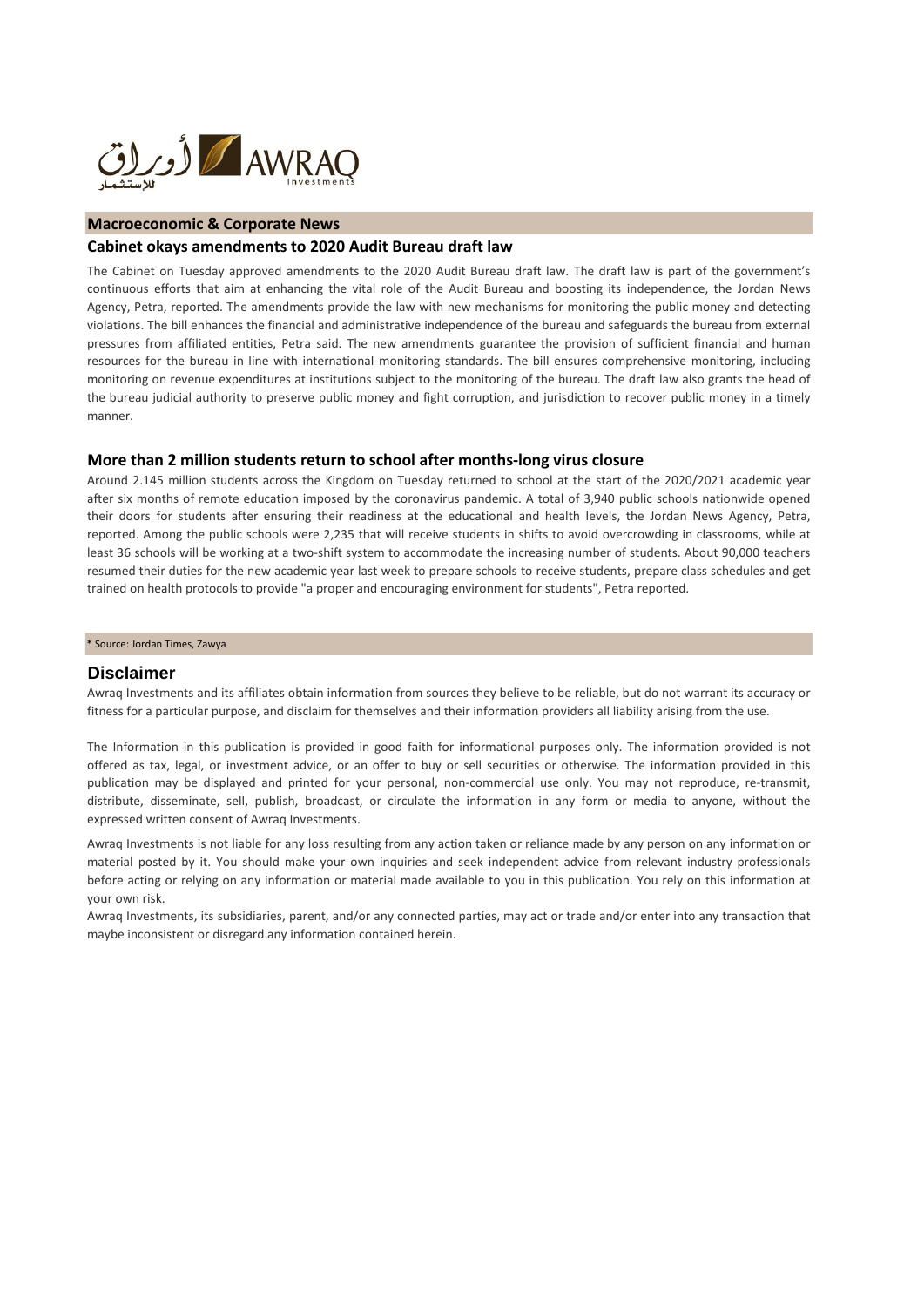## Macroeconomic & Corporate News

### Cabinet okays amendments to 2020 Audit Bureau draft law

The Cabinet on Tuesday approved amendments to the 2020 Audit Bureau draft law. The draft law is part of the government's continuous efforts that aim at enhancing the vital role of the Audit Bureau and boosting its independence, the Jordan News Agency, Petra, reported. The amendments provide the law with new mechanisms for monitoring the public money and detecting violations. The bill enhances the financial and administrative independence of the bureau and safeguards the bureau from external pressures from affiliated entities, Petra said. The new amendments guarantee the provision of sufficient financial and human resources for the bureau in line with international monitoring standards. The bill ensures comprehensive monitoring, including monitoring on revenue expenditures at institutions subject to the monitoring of the bureau. The draft law also grants the head of the bureau judicial authority to preserve public money and fight corruption, and jurisdiction to recover public money in a timely manner.

### More than 2 million students return to school after months-long virus closure

Around 2.145 million students across the Kingdom on Tuesday returned to school at the start of the 2020/2021 academic year after six months of remote education imposed by the coronavirus pandemic. A total of 3,940 public schools nationwide opened their doors for students after ensuring their readiness at the educational and health levels, the Jordan News Agency, Petra, reported. Among the public schools were 2,235 that will receive students in shifts to avoid overcrowding in classrooms, while at least 36 schools will be working at a two-shift system to accommodate the increasing number of students. About 90,000 teachers resumed their duties for the new academic year last week to prepare schools to receive students, prepare class schedules and get trained on health protocols to provide "a proper and encouraging environment for students", Petra reported.

* Source: Jordan Times, Zawya

## Disclaimer

Awraq Investments and its affiliates obtain information from sources they believe to be reliable, but do not warrant its accuracy or fitness for a particular purpose, and disclaim for themselves and their information providers all liability arising from the use.

The Information in this publication is provided in good faith for informational purposes only. The information provided is not offered as tax, legal, or investment advice, or an offer to buy or sell securities or otherwise. The information provided in this publication may be displayed and printed for your personal, non-commercial use only. You may not reproduce, re-transmit, distribute, disseminate, sell, publish, broadcast, or circulate the information in any form or media to anyone, without the expressed written consent of Awraq Investments.

Awraq Investments is not liable for any loss resulting from any action taken or reliance made by any person on any information or material posted by it. You should make your own inquiries and seek independent advice from relevant industry professionals before acting or relying on any information or material made available to you in this publication. You rely on this information at your own risk.

Awraq Investments, its subsidiaries, parent, and/or any connected parties, may act or trade and/or enter into any transaction that maybe inconsistent or disregard any information contained herein.